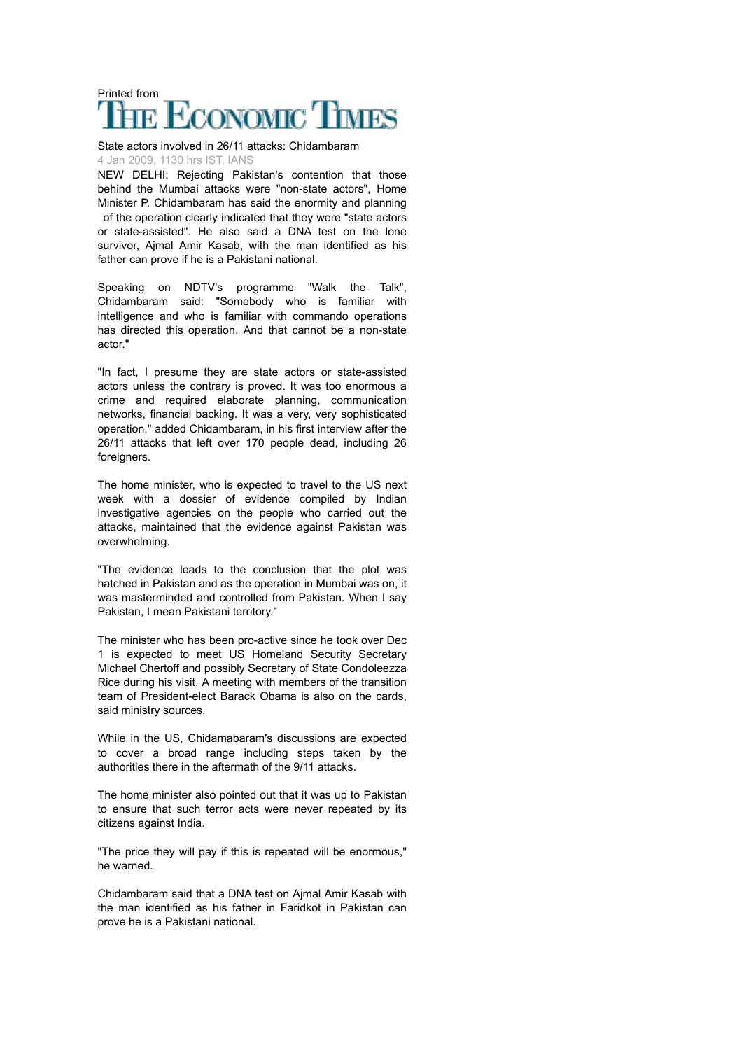Printed from THE ECONOMIC TIMES

# State actors involved in 26/11 attacks: Chidambaram

4 Jan 2009, 1130 hrs IST, IANS

NEW DELHI: Rejecting Pakistan's contention that those behind the Mumbai attacks were "non-state actors", Home Minister P. Chidambaram has said the enormity and planning of the operation clearly indicated that they were "state actors or state-assisted". He also said a DNA test on the lone survivor, Ajmal Amir Kasab, with the man identified as his father can prove if he is a Pakistani national.

Speaking on NDTV's programme "Walk the Talk", Chidambaram said: "Somebody who is familiar with intelligence and who is familiar with commando operations has directed this operation. And that cannot be a non-state actor."

"In fact, I presume they are state actors or state-assisted actors unless the contrary is proved. It was too enormous a crime and required elaborate planning, communication networks, financial backing. It was a very, very sophisticated operation," added Chidambaram, in his first interview after the 26/11 attacks that left over 170 people dead, including 26 foreigners.

The home minister, who is expected to travel to the US next week with a dossier of evidence compiled by Indian investigative agencies on the people who carried out the attacks, maintained that the evidence against Pakistan was overwhelming.

"The evidence leads to the conclusion that the plot was hatched in Pakistan and as the operation in Mumbai was on, it was masterminded and controlled from Pakistan. When I say Pakistan, I mean Pakistani territory."

The minister who has been pro-active since he took over Dec 1 is expected to meet US Homeland Security Secretary Michael Chertoff and possibly Secretary of State Condoleezza Rice during his visit. A meeting with members of the transition team of President-elect Barack Obama is also on the cards, said ministry sources.

While in the US, Chidamabaram's discussions are expected to cover a broad range including steps taken by the authorities there in the aftermath of the 9/11 attacks.

The home minister also pointed out that it was up to Pakistan to ensure that such terror acts were never repeated by its citizens against India.

"The price they will pay if this is repeated will be enormous," he warned.

Chidambaram said that a DNA test on Ajmal Amir Kasab with the man identified as his father in Faridkot in Pakistan can prove he is a Pakistani national.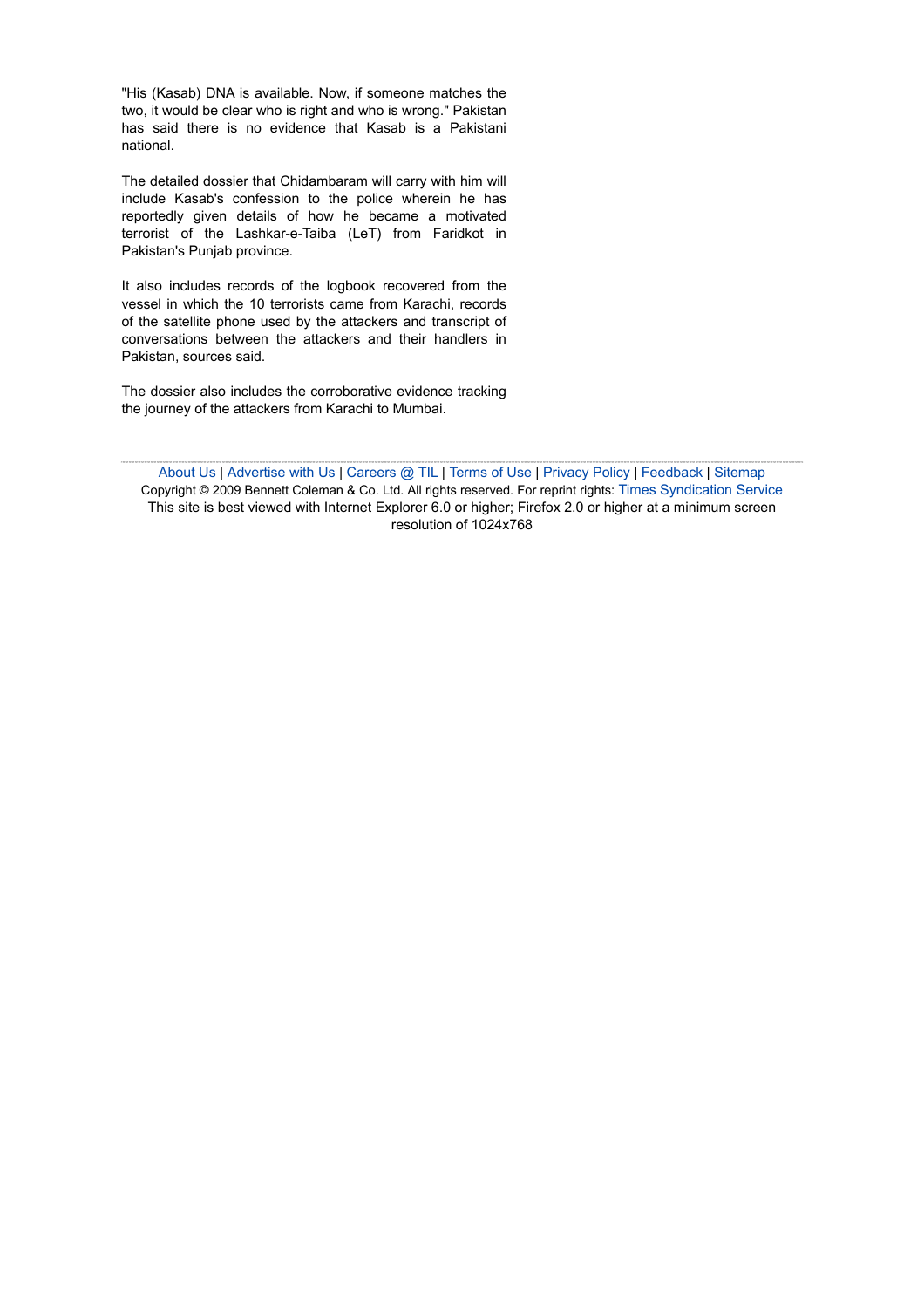"His (Kasab) DNA is available. Now, if someone matches the two, it would be clear who is right and who is wrong." Pakistan has said there is no evidence that Kasab is a Pakistani national.

The detailed dossier that Chidambaram will carry with him will include Kasab's confession to the police wherein he has reportedly given details of how he became a motivated terrorist of the Lashkar-e-Taiba (LeT) from Faridkot in Pakistan's Punjab province.

It also includes records of the logbook recovered from the vessel in which the 10 terrorists came from Karachi, records of the satellite phone used by the attackers and transcript of conversations between the attackers and their handlers in Pakistan, sources said.

The dossier also includes the corroborative evidence tracking the journey of the attackers from Karachi to Mumbai.

---

About Us | Advertise with Us | Careers @ TIL | Terms of Use | Privacy Policy | Feedback | Sitemap
Copyright © 2009 Bennett Coleman & Co. Ltd. All rights reserved. For reprint rights: Times Syndication Service
This site is best viewed with Internet Explorer 6.0 or higher; Firefox 2.0 or higher at a minimum screen resolution of 1024x768